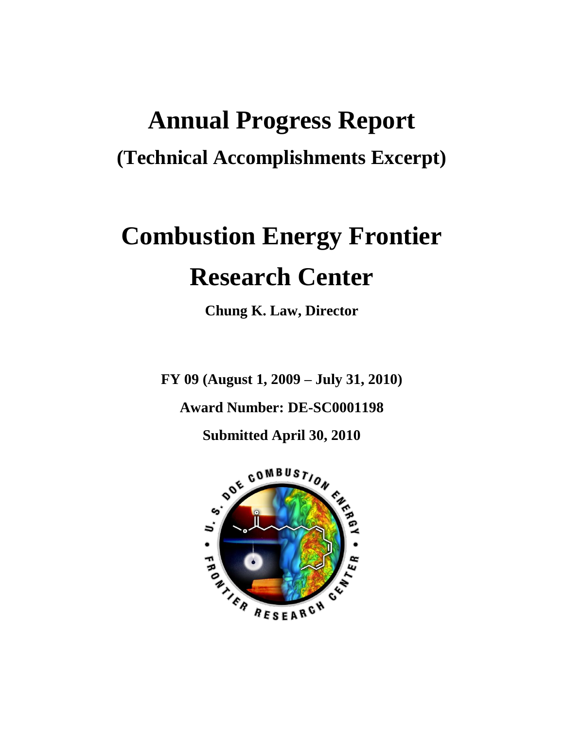# Annual Progress Report

## (Technical Accomplishments Excerpt)

# Combustion Energy Frontier Research Center

**Chung K. Law, Director**

**FY 09 (August 1, 2009 – July 31, 2010)**

**Award Number: DE-SC0001198**

**Submitted April 30, 2010**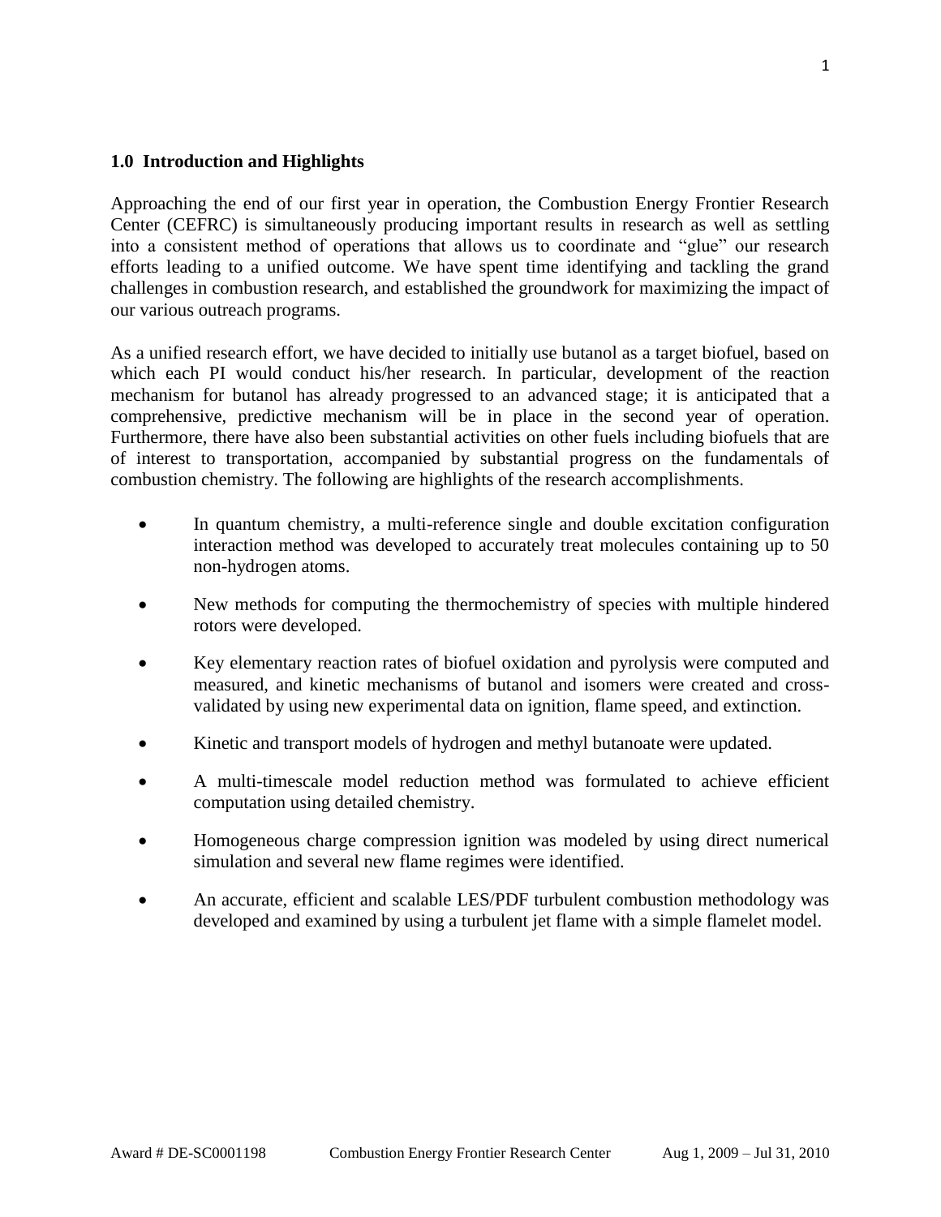## 1.0 Introduction and Highlights

Approaching the end of our first year in operation, the Combustion Energy Frontier Research Center (CEFRC) is simultaneously producing important results in research as well as settling into a consistent method of operations that allows us to coordinate and "glue" our research efforts leading to a unified outcome. We have spent time identifying and tackling the grand challenges in combustion research, and established the groundwork for maximizing the impact of our various outreach programs.

As a unified research effort, we have decided to initially use butanol as a target biofuel, based on which each PI would conduct his/her research. In particular, development of the reaction mechanism for butanol has already progressed to an advanced stage; it is anticipated that a comprehensive, predictive mechanism will be in place in the second year of operation. Furthermore, there have also been substantial activities on other fuels including biofuels that are of interest to transportation, accompanied by substantial progress on the fundamentals of combustion chemistry. The following are highlights of the research accomplishments.

- In quantum chemistry, a multi-reference single and double excitation configuration interaction method was developed to accurately treat molecules containing up to 50 non-hydrogen atoms.
- New methods for computing the thermochemistry of species with multiple hindered rotors were developed.
- Key elementary reaction rates of biofuel oxidation and pyrolysis were computed and measured, and kinetic mechanisms of butanol and isomers were created and cross-validated by using new experimental data on ignition, flame speed, and extinction.
- Kinetic and transport models of hydrogen and methyl butanoate were updated.
- A multi-timescale model reduction method was formulated to achieve efficient computation using detailed chemistry.
- Homogeneous charge compression ignition was modeled by using direct numerical simulation and several new flame regimes were identified.
- An accurate, efficient and scalable LES/PDF turbulent combustion methodology was developed and examined by using a turbulent jet flame with a simple flamelet model.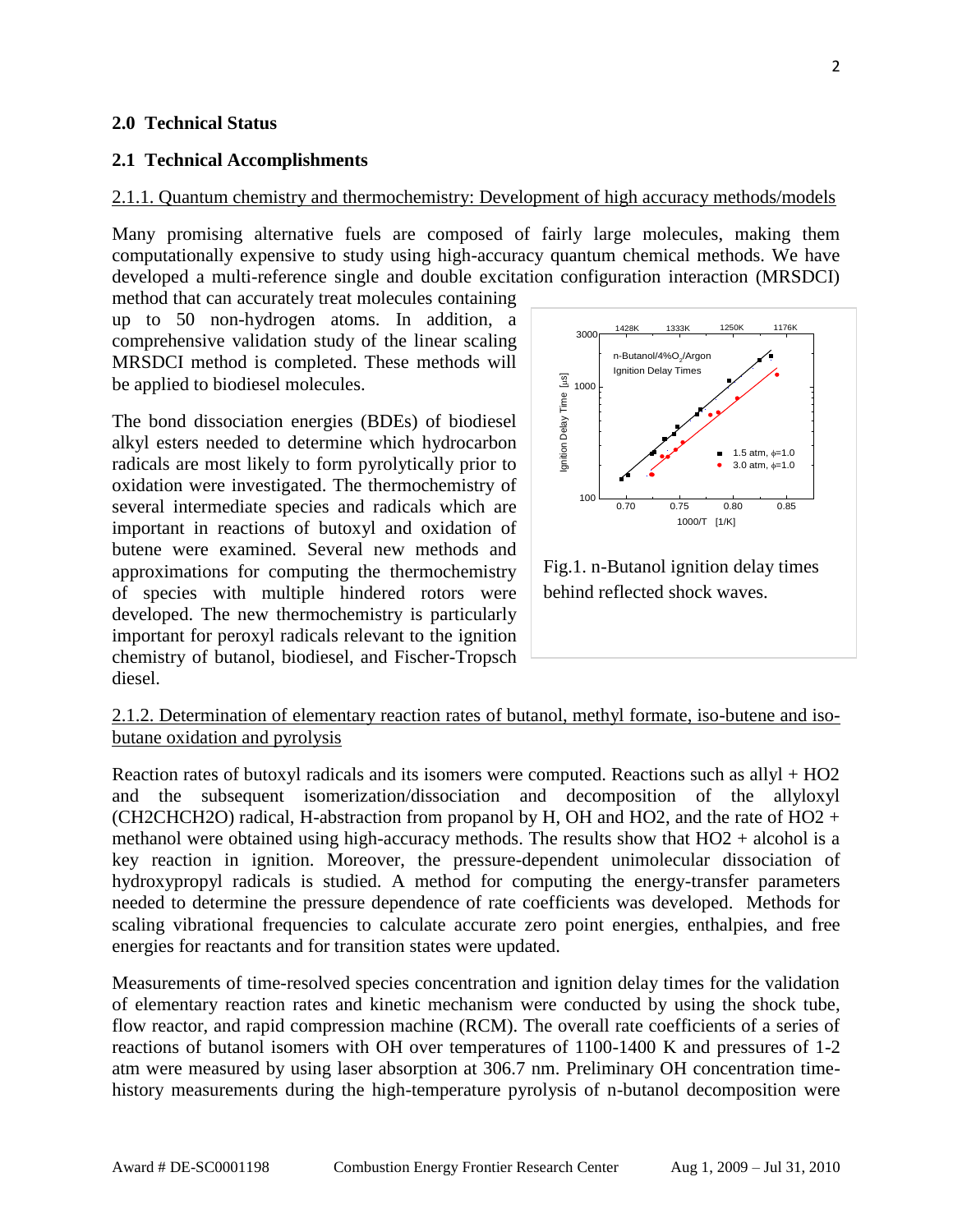## 2.0 Technical Status

### 2.1 Technical Accomplishments

2.1.1. Quantum chemistry and thermochemistry: Development of high accuracy methods/models

Many promising alternative fuels are composed of fairly large molecules, making them computationally expensive to study using high-accuracy quantum chemical methods. We have developed a multi-reference single and double excitation configuration interaction (MRSDCI) method that can accurately treat molecules containing up to 50 non-hydrogen atoms. In addition, a comprehensive validation study of the linear scaling MRSDCI method is completed. These methods will be applied to biodiesel molecules.

The bond dissociation energies (BDEs) of biodiesel alkyl esters needed to determine which hydrocarbon radicals are most likely to form pyrolytically prior to oxidation were investigated. The thermochemistry of several intermediate species and radicals which are important in reactions of butoxyl and oxidation of butene were examined. Several new methods and approximations for computing the thermochemistry of species with multiple hindered rotors were developed. The new thermochemistry is particularly important for peroxyl radicals relevant to the ignition chemistry of butanol, biodiesel, and Fischer-Tropsch diesel.

Fig.1. n-Butanol ignition delay times behind reflected shock waves.

2.1.2. Determination of elementary reaction rates of butanol, methyl formate, iso-butene and iso-butane oxidation and pyrolysis

Reaction rates of butoxyl radicals and its isomers were computed. Reactions such as allyl + $HO_2$ and the subsequent isomerization/dissociation and decomposition of the allyloxyl ($CH_2CHCH_2O$) radical, H-abstraction from propanol by H, OH and $HO_2$, and the rate of $HO_2$ + methanol were obtained using high-accuracy methods. The results show that $HO_2$ + alcohol is a key reaction in ignition. Moreover, the pressure-dependent unimolecular dissociation of hydroxypropyl radicals is studied. A method for computing the energy-transfer parameters needed to determine the pressure dependence of rate coefficients was developed. Methods for scaling vibrational frequencies to calculate accurate zero point energies, enthalpies, and free energies for reactants and for transition states were updated.

Measurements of time-resolved species concentration and ignition delay times for the validation of elementary reaction rates and kinetic mechanism were conducted by using the shock tube, flow reactor, and rapid compression machine (RCM). The overall rate coefficients of a series of reactions of butanol isomers with OH over temperatures of 1100-1400 K and pressures of 1-2 atm were measured by using laser absorption at 306.7 nm. Preliminary OH concentration time-history measurements during the high-temperature pyrolysis of n-butanol decomposition were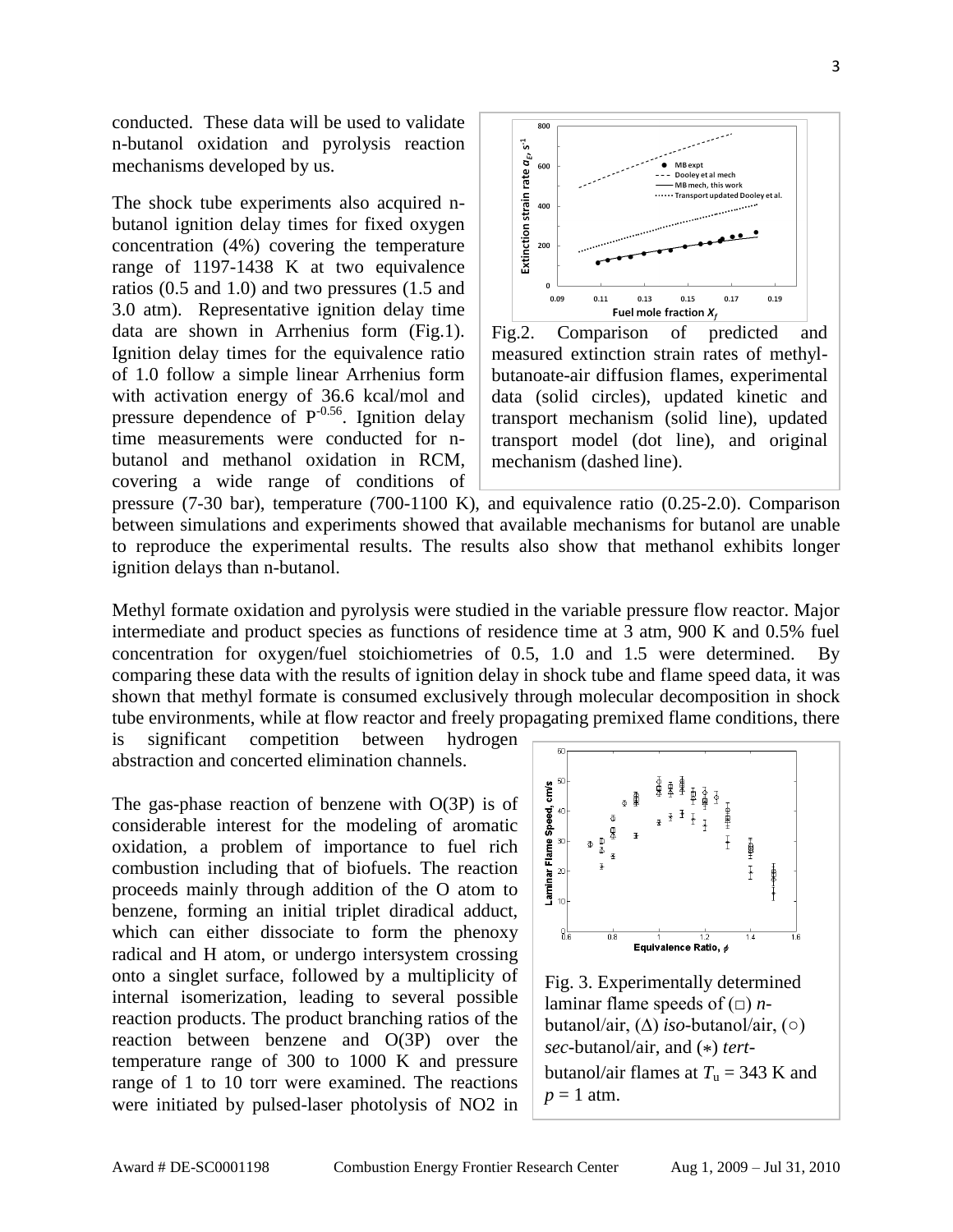conducted. These data will be used to validate n-butanol oxidation and pyrolysis reaction mechanisms developed by us.

The shock tube experiments also acquired n-butanol ignition delay times for fixed oxygen concentration (4%) covering the temperature range of 1197-1438 K at two equivalence ratios (0.5 and 1.0) and two pressures (1.5 and 3.0 atm). Representative ignition delay time data are shown in Arrhenius form (Fig.1). Ignition delay times for the equivalence ratio of 1.0 follow a simple linear Arrhenius form with activation energy of 36.6 kcal/mol and pressure dependence of $P^{-0.56}$. Ignition delay time measurements were conducted for n-butanol and methanol oxidation in RCM, covering a wide range of conditions of pressure (7-30 bar), temperature (700-1100 K), and equivalence ratio (0.25-2.0). Comparison between simulations and experiments showed that available mechanisms for butanol are unable to reproduce the experimental results. The results also show that methanol exhibits longer ignition delays than n-butanol.

Fig.2. Comparison of predicted and measured extinction strain rates of methyl-butanoate-air diffusion flames, experimental data (solid circles), updated kinetic and transport mechanism (solid line), updated transport model (dot line), and original mechanism (dashed line).

Methyl formate oxidation and pyrolysis were studied in the variable pressure flow reactor. Major intermediate and product species as functions of residence time at 3 atm, 900 K and 0.5% fuel concentration for oxygen/fuel stoichiometries of 0.5, 1.0 and 1.5 were determined. By comparing these data with the results of ignition delay in shock tube and flame speed data, it was shown that methyl formate is consumed exclusively through molecular decomposition in shock tube environments, while at flow reactor and freely propagating premixed flame conditions, there is significant competition between hydrogen abstraction and concerted elimination channels.

The gas-phase reaction of benzene with O(3P) is of considerable interest for the modeling of aromatic oxidation, a problem of importance to fuel rich combustion including that of biofuels. The reaction proceeds mainly through addition of the O atom to benzene, forming an initial triplet diradical adduct, which can either dissociate to form the phenoxy radical and H atom, or undergo intersystem crossing onto a singlet surface, followed by a multiplicity of internal isomerization, leading to several possible reaction products. The product branching ratios of the reaction between benzene and O(3P) over the temperature range of 300 to 1000 K and pressure range of 1 to 10 torr were examined. The reactions were initiated by pulsed-laser photolysis of NO2 in

Fig. 3. Experimentally determined laminar flame speeds of (□) *n*-butanol/air, (Δ) *iso*-butanol/air, (○) *sec*-butanol/air, and (∗) *tert*-butanol/air flames at $T_u = 343$ K and $p = 1$ atm.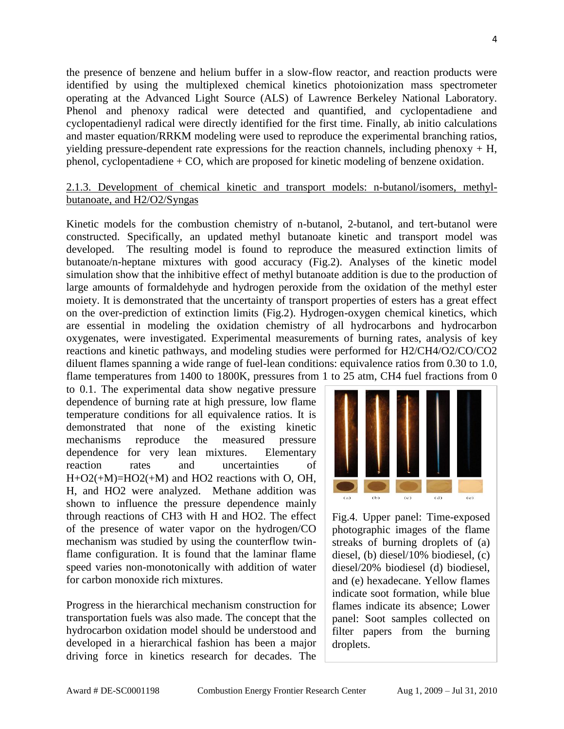the presence of benzene and helium buffer in a slow-flow reactor, and reaction products were identified by using the multiplexed chemical kinetics photoionization mass spectrometer operating at the Advanced Light Source (ALS) of Lawrence Berkeley National Laboratory. Phenol and phenoxy radical were detected and quantified, and cyclopentadiene and cyclopentadienyl radical were directly identified for the first time. Finally, ab initio calculations and master equation/RRKM modeling were used to reproduce the experimental branching ratios, yielding pressure-dependent rate expressions for the reaction channels, including phenoxy + H, phenol, cyclopentadiene + CO, which are proposed for kinetic modeling of benzene oxidation.

<u>2.1.3. Development of chemical kinetic and transport models: n-butanol/isomers, methyl-butanoate, and H2/O2/Syngas</u>

Kinetic models for the combustion chemistry of n-butanol, 2-butanol, and tert-butanol were constructed. Specifically, an updated methyl butanoate kinetic and transport model was developed. The resulting model is found to reproduce the measured extinction limits of butanoate/n-heptane mixtures with good accuracy (Fig.2). Analyses of the kinetic model simulation show that the inhibitive effect of methyl butanoate addition is due to the production of large amounts of formaldehyde and hydrogen peroxide from the oxidation of the methyl ester moiety. It is demonstrated that the uncertainty of transport properties of esters has a great effect on the over-prediction of extinction limits (Fig.2). Hydrogen-oxygen chemical kinetics, which are essential in modeling the oxidation chemistry of all hydrocarbons and hydrocarbon oxygenates, were investigated. Experimental measurements of burning rates, analysis of key reactions and kinetic pathways, and modeling studies were performed for $H_2/CH_4/O_2/CO/CO_2$ diluent flames spanning a wide range of fuel-lean conditions: equivalence ratios from 0.30 to 1.0, flame temperatures from 1400 to 1800K, pressures from 1 to 25 atm, $CH_4$ fuel fractions from 0 to 0.1. The experimental data show negative pressure dependence of burning rate at high pressure, low flame temperature conditions for all equivalence ratios. It is demonstrated that none of the existing kinetic mechanisms reproduce the measured pressure dependence for very lean mixtures. Elementary reaction rates and uncertainties of $H+O_2(+M)=HO_2(+M)$ and $HO_2$ reactions with O, OH, H, and $HO_2$ were analyzed. Methane addition was shown to influence the pressure dependence mainly through reactions of $CH_3$ with H and $HO_2$. The effect of the presence of water vapor on the hydrogen/CO mechanism was studied by using the counterflow twin-flame configuration. It is found that the laminar flame speed varies non-monotonically with addition of water for carbon monoxide rich mixtures.

Fig.4. Upper panel: Time-exposed photographic images of the flame streaks of burning droplets of (a) diesel, (b) diesel/10% biodiesel, (c) diesel/20% biodiesel (d) biodiesel, and (e) hexadecane. Yellow flames indicate soot formation, while blue flames indicate its absence; Lower panel: Soot samples collected on filter papers from the burning droplets.

Progress in the hierarchical mechanism construction for transportation fuels was also made. The concept that the hydrocarbon oxidation model should be understood and developed in a hierarchical fashion has been a major driving force in kinetics research for decades. The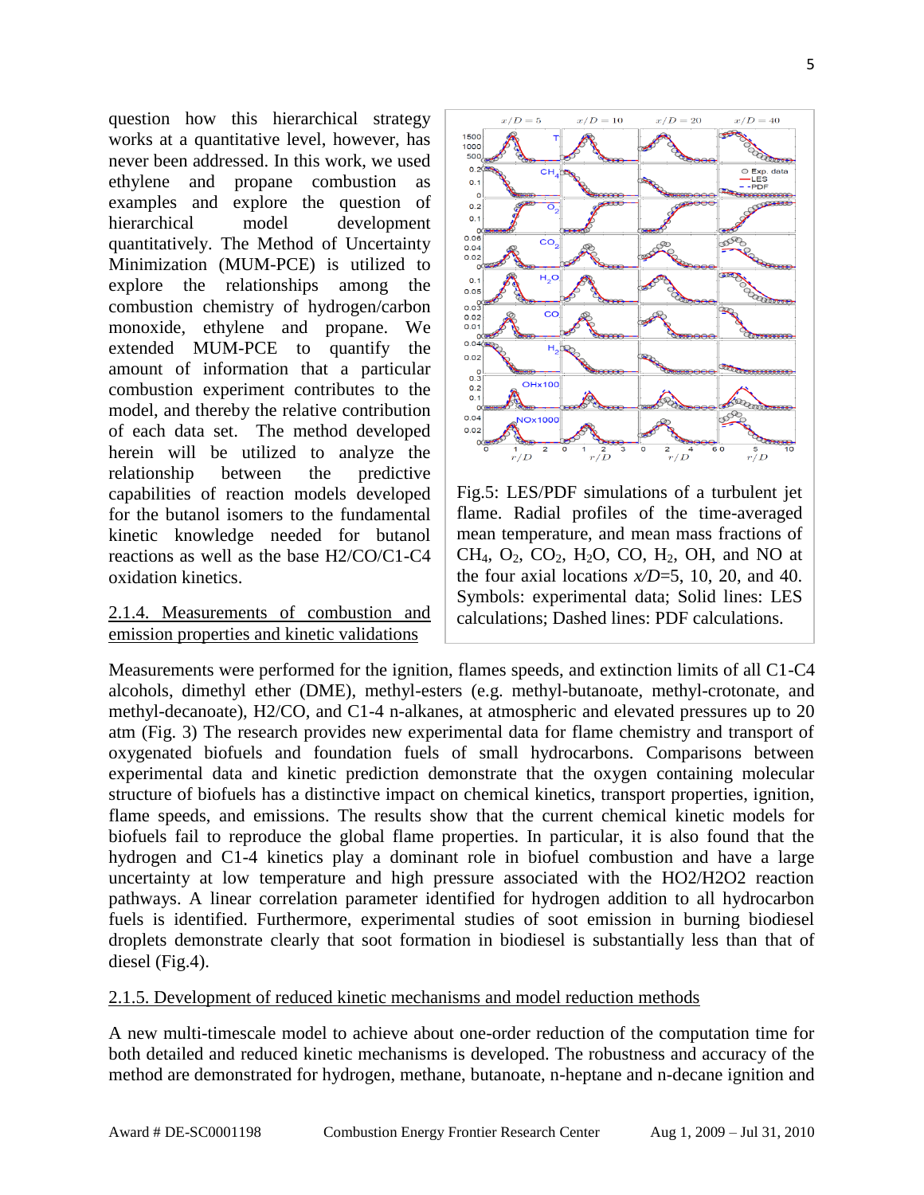question how this hierarchical strategy works at a quantitative level, however, has never been addressed. In this work, we used ethylene and propane combustion as examples and explore the question of hierarchical model development quantitatively. The Method of Uncertainty Minimization (MUM-PCE) is utilized to explore the relationships among the combustion chemistry of hydrogen/carbon monoxide, ethylene and propane. We extended MUM-PCE to quantify the amount of information that a particular combustion experiment contributes to the model, and thereby the relative contribution of each data set. The method developed herein will be utilized to analyze the relationship between the predictive capabilities of reaction models developed for the butanol isomers to the fundamental kinetic knowledge needed for butanol reactions as well as the base H2/CO/C1-C4 oxidation kinetics.

Fig.5: LES/PDF simulations of a turbulent jet flame. Radial profiles of the time-averaged mean temperature, and mean mass fractions of $CH_4$, $O_2$, $CO_2$, $H_2O$, CO, $H_2$, OH, and NO at the four axial locations *x/D*=5, 10, 20, and 40. Symbols: experimental data; Solid lines: LES calculations; Dashed lines: PDF calculations.

### 2.1.4. Measurements of combustion and emission properties and kinetic validations

Measurements were performed for the ignition, flames speeds, and extinction limits of all C1-C4 alcohols, dimethyl ether (DME), methyl-esters (e.g. methyl-butanoate, methyl-crotonate, and methyl-decanoate), H2/CO, and C1-4 n-alkanes, at atmospheric and elevated pressures up to 20 atm (Fig. 3) The research provides new experimental data for flame chemistry and transport of oxygenated biofuels and foundation fuels of small hydrocarbons. Comparisons between experimental data and kinetic prediction demonstrate that the oxygen containing molecular structure of biofuels has a distinctive impact on chemical kinetics, transport properties, ignition, flame speeds, and emissions. The results show that the current chemical kinetic models for biofuels fail to reproduce the global flame properties. In particular, it is also found that the hydrogen and C1-4 kinetics play a dominant role in biofuel combustion and have a large uncertainty at low temperature and high pressure associated with the HO2/H2O2 reaction pathways. A linear correlation parameter identified for hydrogen addition to all hydrocarbon fuels is identified. Furthermore, experimental studies of soot emission in burning biodiesel droplets demonstrate clearly that soot formation in biodiesel is substantially less than that of diesel (Fig.4).

### 2.1.5. Development of reduced kinetic mechanisms and model reduction methods

A new multi-timescale model to achieve about one-order reduction of the computation time for both detailed and reduced kinetic mechanisms is developed. The robustness and accuracy of the method are demonstrated for hydrogen, methane, butanoate, n-heptane and n-decane ignition and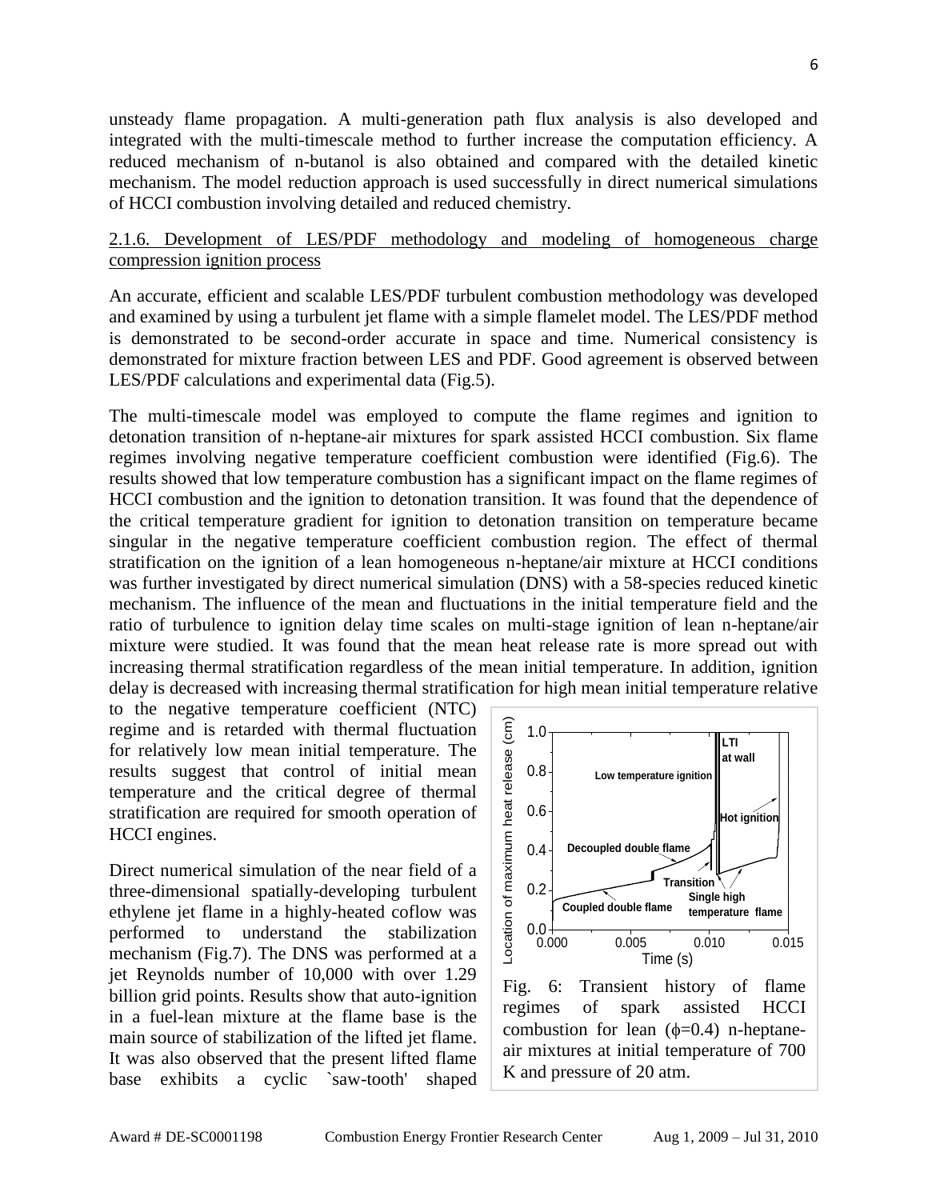unsteady flame propagation. A multi-generation path flux analysis is also developed and integrated with the multi-timescale method to further increase the computation efficiency. A reduced mechanism of n-butanol is also obtained and compared with the detailed kinetic mechanism. The model reduction approach is used successfully in direct numerical simulations of HCCI combustion involving detailed and reduced chemistry.

### 2.1.6. Development of LES/PDF methodology and modeling of homogeneous charge compression ignition process

An accurate, efficient and scalable LES/PDF turbulent combustion methodology was developed and examined by using a turbulent jet flame with a simple flamelet model. The LES/PDF method is demonstrated to be second-order accurate in space and time. Numerical consistency is demonstrated for mixture fraction between LES and PDF. Good agreement is observed between LES/PDF calculations and experimental data (Fig.5).

The multi-timescale model was employed to compute the flame regimes and ignition to detonation transition of n-heptane-air mixtures for spark assisted HCCI combustion. Six flame regimes involving negative temperature coefficient combustion were identified (Fig.6). The results showed that low temperature combustion has a significant impact on the flame regimes of HCCI combustion and the ignition to detonation transition. It was found that the dependence of the critical temperature gradient for ignition to detonation transition on temperature became singular in the negative temperature coefficient combustion region. The effect of thermal stratification on the ignition of a lean homogeneous n-heptane/air mixture at HCCI conditions was further investigated by direct numerical simulation (DNS) with a 58-species reduced kinetic mechanism. The influence of the mean and fluctuations in the initial temperature field and the ratio of turbulence to ignition delay time scales on multi-stage ignition of lean n-heptane/air mixture were studied. It was found that the mean heat release rate is more spread out with increasing thermal stratification regardless of the mean initial temperature. In addition, ignition delay is decreased with increasing thermal stratification for high mean initial temperature relative to the negative temperature coefficient (NTC) regime and is retarded with thermal fluctuation for relatively low mean initial temperature. The results suggest that control of initial mean temperature and the critical degree of thermal stratification are required for smooth operation of HCCI engines.

Fig. 6: Transient history of flame regimes of spark assisted HCCI combustion for lean ($\phi$=0.4) n-heptane-air mixtures at initial temperature of 700 K and pressure of 20 atm.

Direct numerical simulation of the near field of a three-dimensional spatially-developing turbulent ethylene jet flame in a highly-heated coflow was performed to understand the stabilization mechanism (Fig.7). The DNS was performed at a jet Reynolds number of 10,000 with over 1.29 billion grid points. Results show that auto-ignition in a fuel-lean mixture at the flame base is the main source of stabilization of the lifted jet flame. It was also observed that the present lifted flame base exhibits a cyclic `saw-tooth' shaped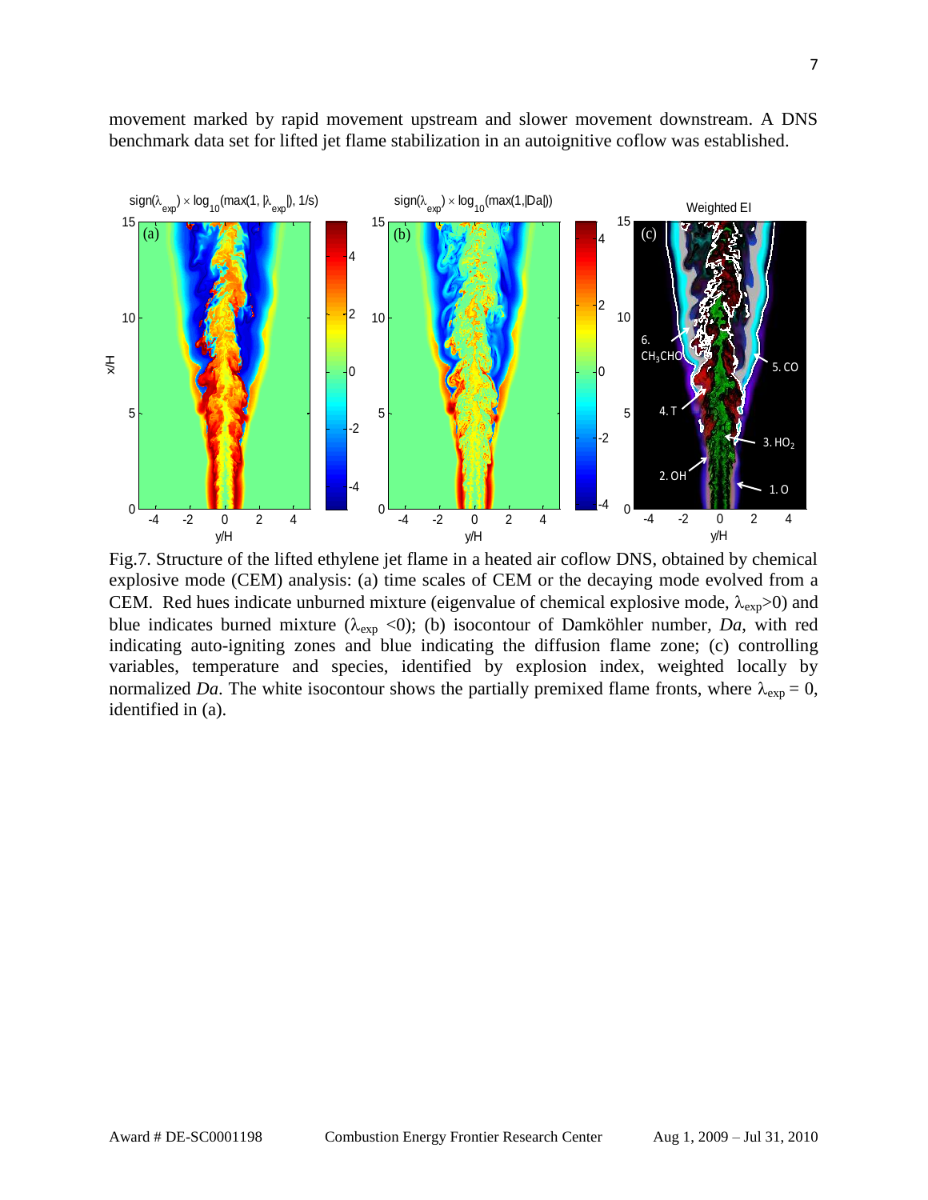movement marked by rapid movement upstream and slower movement downstream. A DNS benchmark data set for lifted jet flame stabilization in an autoignitive coflow was established.

sign($\lambda_{exp}$) × log$_{10}$(max(1, |$\lambda_{exp}$|), 1/s)

(a)

15
10
5
0

x/H

-4 -2 0 2 4

y/H

4
2
0
-2
-4

sign($\lambda_{exp}$) × log$_{10}$(max(1,|Da|))

(b)

15
10
5
0

-4 -2 0 2 4

y/H

4
2
0
-2
-4

Weighted EI

(c)

15
10
5
0

6. $CH_3CHO$

5. CO

4. T

3. $HO_2$

2. OH

1. O

-4 -2 0 2 4

y/H

Fig.7. Structure of the lifted ethylene jet flame in a heated air coflow DNS, obtained by chemical explosive mode (CEM) analysis: (a) time scales of CEM or the decaying mode evolved from a CEM. Red hues indicate unburned mixture (eigenvalue of chemical explosive mode, $\lambda_{exp}$>0) and blue indicates burned mixture ($\lambda_{exp}$ <0); (b) isocontour of Damköhler number, *Da*, with red indicating auto-igniting zones and blue indicating the diffusion flame zone; (c) controlling variables, temperature and species, identified by explosion index, weighted locally by normalized *Da*. The white isocontour shows the partially premixed flame fronts, where $\lambda_{exp}$ = 0, identified in (a).